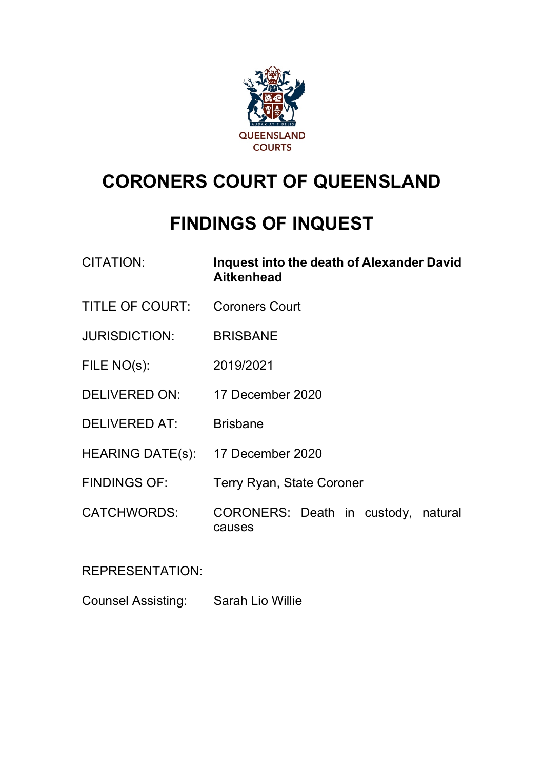QUEENSLAND COURTS

# CORONERS COURT OF QUEENSLAND

# FINDINGS OF INQUEST

| | |
|---|---|
| CITATION: | **Inquest into the death of Alexander David Aitkenhead** |
| TITLE OF COURT: | Coroners Court |
| JURISDICTION: | BRISBANE |
| FILE NO(s): | 2019/2021 |
| DELIVERED ON: | 17 December 2020 |
| DELIVERED AT: | Brisbane |
| HEARING DATE(s): | 17 December 2020 |
| FINDINGS OF: | Terry Ryan, State Coroner |
| CATCHWORDS: | CORONERS: Death in custody, natural causes |

REPRESENTATION:

| | |
|---|---|
| Counsel Assisting: | Sarah Lio Willie |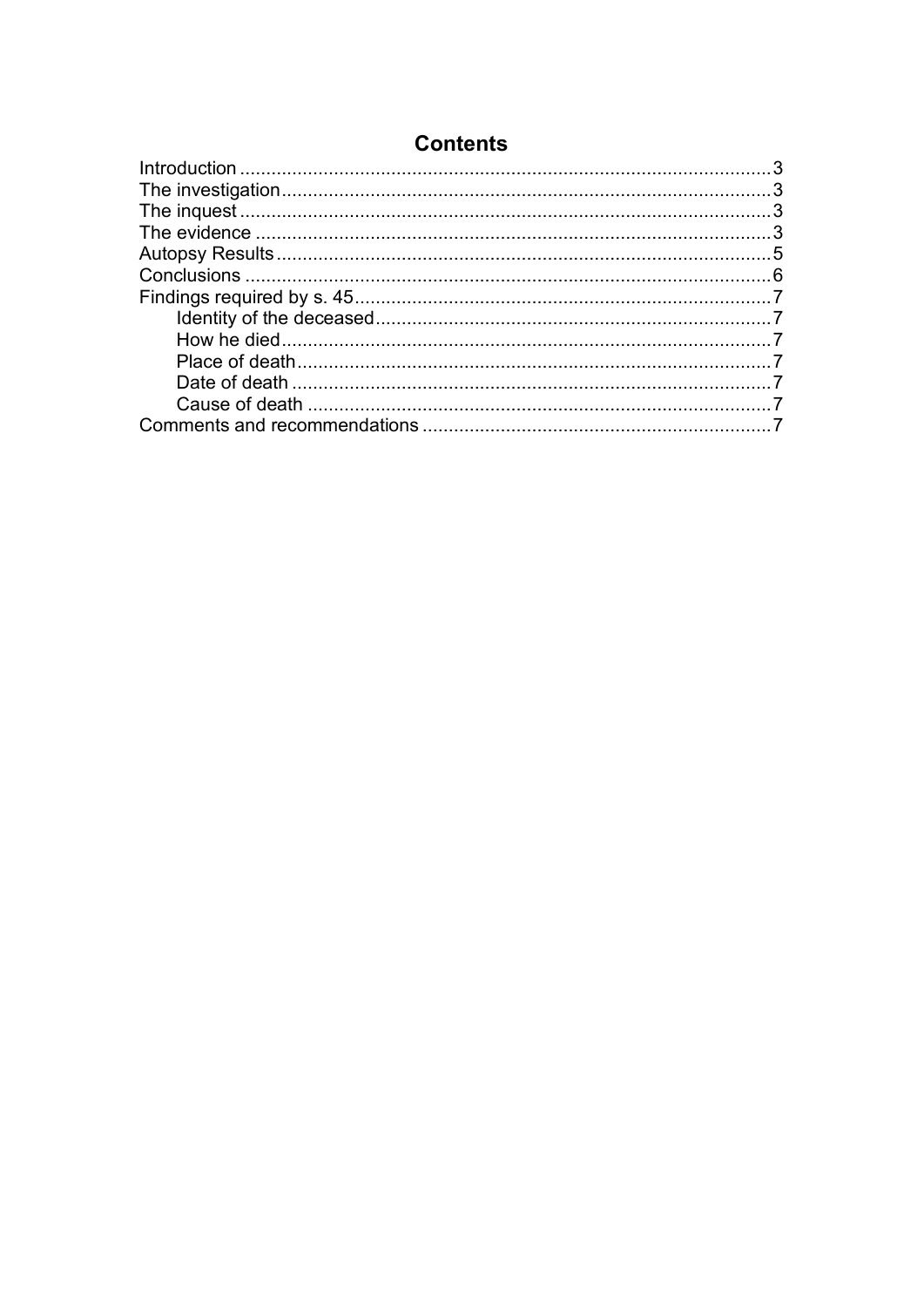# Contents

Introduction ..................................................................................................3
The investigation..........................................................................................3
The inquest ..................................................................................................3
The evidence ...............................................................................................3
Autopsy Results...........................................................................................5
Conclusions .................................................................................................6
Findings required by s. 45............................................................................7
    Identity of the deceased........................................................................7
    How he died..........................................................................................7
    Place of death........................................................................................7
    Date of death ........................................................................................7
    Cause of death .....................................................................................7
Comments and recommendations ...............................................................7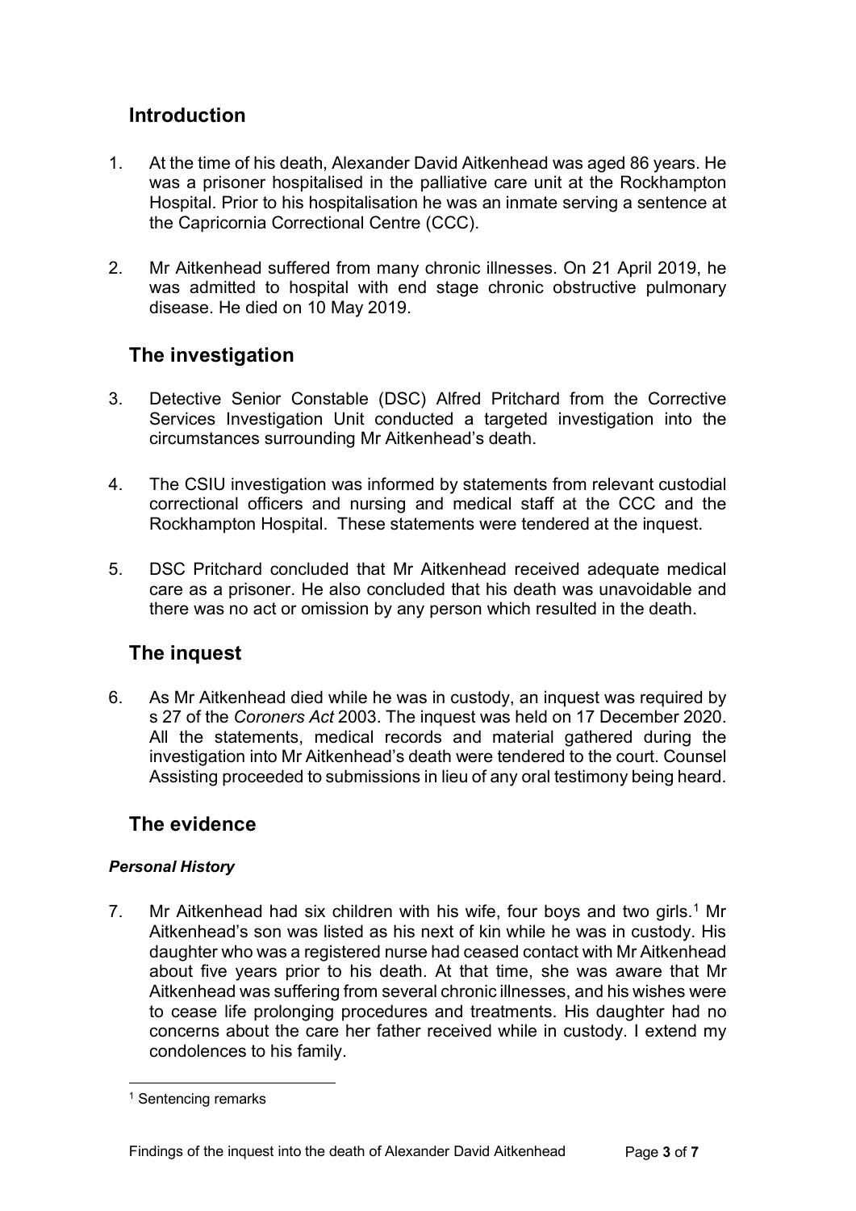## Introduction

1. At the time of his death, Alexander David Aitkenhead was aged 86 years. He was a prisoner hospitalised in the palliative care unit at the Rockhampton Hospital. Prior to his hospitalisation he was an inmate serving a sentence at the Capricornia Correctional Centre (CCC).

2. Mr Aitkenhead suffered from many chronic illnesses. On 21 April 2019, he was admitted to hospital with end stage chronic obstructive pulmonary disease. He died on 10 May 2019.

## The investigation

3. Detective Senior Constable (DSC) Alfred Pritchard from the Corrective Services Investigation Unit conducted a targeted investigation into the circumstances surrounding Mr Aitkenhead's death.

4. The CSIU investigation was informed by statements from relevant custodial correctional officers and nursing and medical staff at the CCC and the Rockhampton Hospital. These statements were tendered at the inquest.

5. DSC Pritchard concluded that Mr Aitkenhead received adequate medical care as a prisoner. He also concluded that his death was unavoidable and there was no act or omission by any person which resulted in the death.

## The inquest

6. As Mr Aitkenhead died while he was in custody, an inquest was required by s 27 of the *Coroners Act* 2003. The inquest was held on 17 December 2020. All the statements, medical records and material gathered during the investigation into Mr Aitkenhead's death were tendered to the court. Counsel Assisting proceeded to submissions in lieu of any oral testimony being heard.

## The evidence

### *Personal History*

7. Mr Aitkenhead had six children with his wife, four boys and two girls.[1] Mr Aitkenhead's son was listed as his next of kin while he was in custody. His daughter who was a registered nurse had ceased contact with Mr Aitkenhead about five years prior to his death. At that time, she was aware that Mr Aitkenhead was suffering from several chronic illnesses, and his wishes were to cease life prolonging procedures and treatments. His daughter had no concerns about the care her father received while in custody. I extend my condolences to his family.

---

[1] Sentencing remarks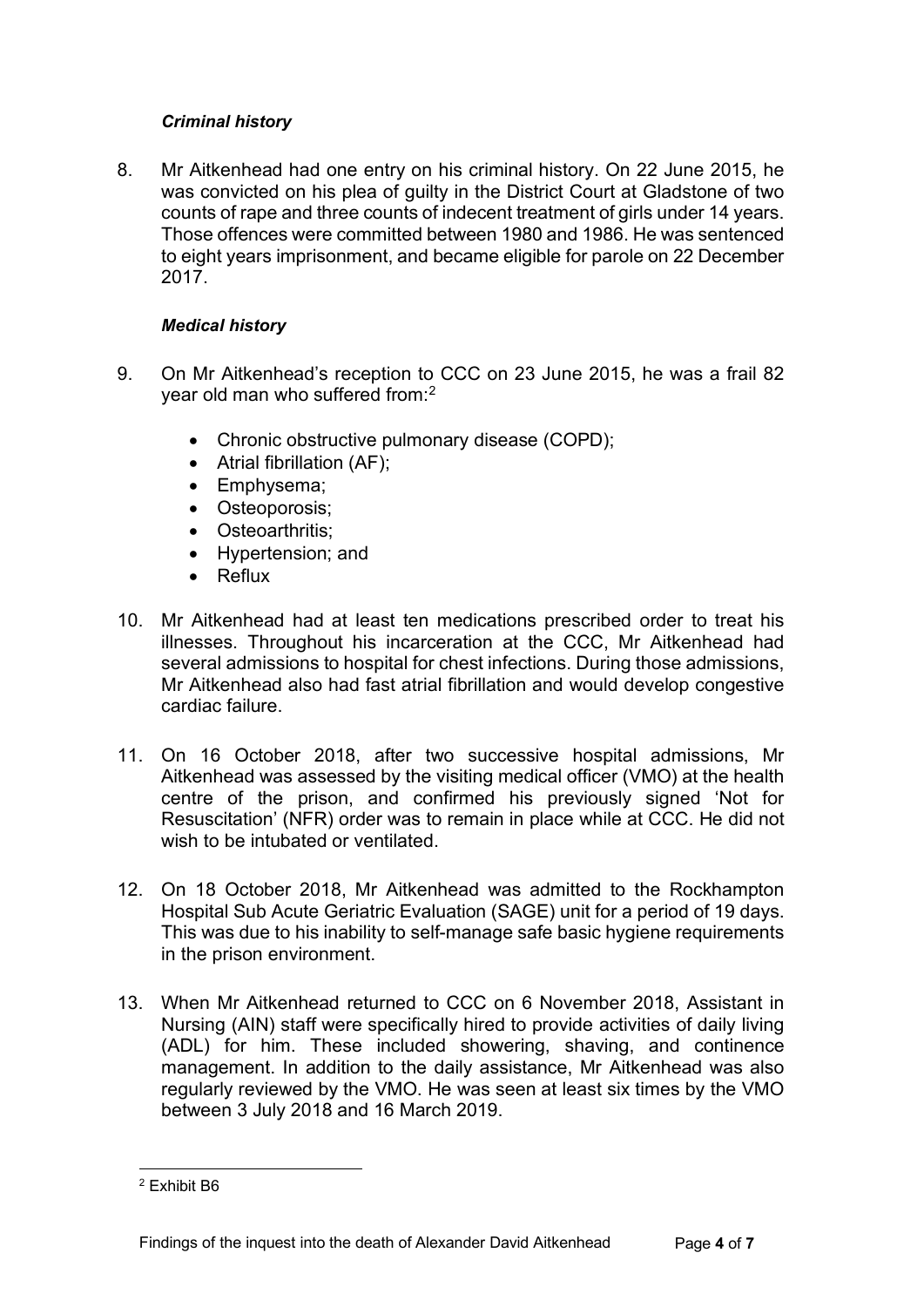### *Criminal history*

8. Mr Aitkenhead had one entry on his criminal history. On 22 June 2015, he was convicted on his plea of guilty in the District Court at Gladstone of two counts of rape and three counts of indecent treatment of girls under 14 years. Those offences were committed between 1980 and 1986. He was sentenced to eight years imprisonment, and became eligible for parole on 22 December 2017.

### *Medical history*

9. On Mr Aitkenhead's reception to CCC on 23 June 2015, he was a frail 82 year old man who suffered from:[2]

   - Chronic obstructive pulmonary disease (COPD);
   - Atrial fibrillation (AF);
   - Emphysema;
   - Osteoporosis;
   - Osteoarthritis;
   - Hypertension; and
   - Reflux

10. Mr Aitkenhead had at least ten medications prescribed order to treat his illnesses. Throughout his incarceration at the CCC, Mr Aitkenhead had several admissions to hospital for chest infections. During those admissions, Mr Aitkenhead also had fast atrial fibrillation and would develop congestive cardiac failure.

11. On 16 October 2018, after two successive hospital admissions, Mr Aitkenhead was assessed by the visiting medical officer (VMO) at the health centre of the prison, and confirmed his previously signed 'Not for Resuscitation' (NFR) order was to remain in place while at CCC. He did not wish to be intubated or ventilated.

12. On 18 October 2018, Mr Aitkenhead was admitted to the Rockhampton Hospital Sub Acute Geriatric Evaluation (SAGE) unit for a period of 19 days. This was due to his inability to self-manage safe basic hygiene requirements in the prison environment.

13. When Mr Aitkenhead returned to CCC on 6 November 2018, Assistant in Nursing (AIN) staff were specifically hired to provide activities of daily living (ADL) for him. These included showering, shaving, and continence management. In addition to the daily assistance, Mr Aitkenhead was also regularly reviewed by the VMO. He was seen at least six times by the VMO between 3 July 2018 and 16 March 2019.

---

[2] Exhibit B6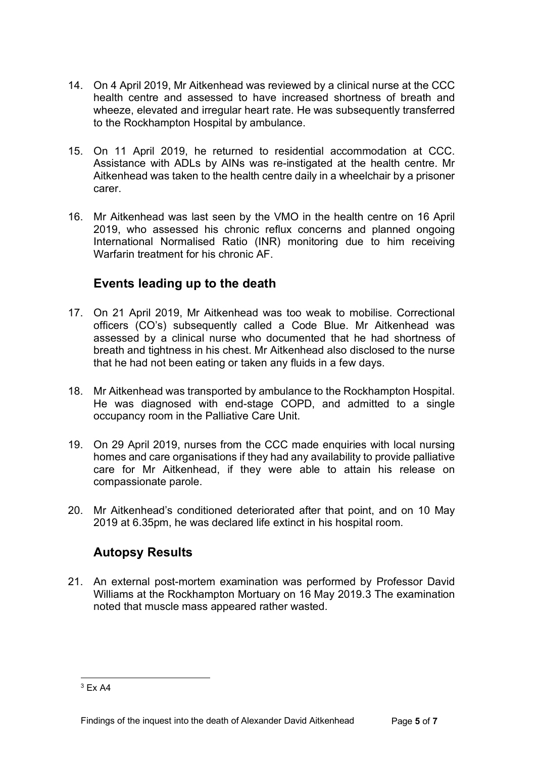14. On 4 April 2019, Mr Aitkenhead was reviewed by a clinical nurse at the CCC health centre and assessed to have increased shortness of breath and wheeze, elevated and irregular heart rate. He was subsequently transferred to the Rockhampton Hospital by ambulance.

15. On 11 April 2019, he returned to residential accommodation at CCC. Assistance with ADLs by AINs was re-instigated at the health centre. Mr Aitkenhead was taken to the health centre daily in a wheelchair by a prisoner carer.

16. Mr Aitkenhead was last seen by the VMO in the health centre on 16 April 2019, who assessed his chronic reflux concerns and planned ongoing International Normalised Ratio (INR) monitoring due to him receiving Warfarin treatment for his chronic AF.

## Events leading up to the death

17. On 21 April 2019, Mr Aitkenhead was too weak to mobilise. Correctional officers (CO's) subsequently called a Code Blue. Mr Aitkenhead was assessed by a clinical nurse who documented that he had shortness of breath and tightness in his chest. Mr Aitkenhead also disclosed to the nurse that he had not been eating or taken any fluids in a few days.

18. Mr Aitkenhead was transported by ambulance to the Rockhampton Hospital. He was diagnosed with end-stage COPD, and admitted to a single occupancy room in the Palliative Care Unit.

19. On 29 April 2019, nurses from the CCC made enquiries with local nursing homes and care organisations if they had any availability to provide palliative care for Mr Aitkenhead, if they were able to attain his release on compassionate parole.

20. Mr Aitkenhead's conditioned deteriorated after that point, and on 10 May 2019 at 6.35pm, he was declared life extinct in his hospital room.

## Autopsy Results

21. An external post-mortem examination was performed by Professor David Williams at the Rockhampton Mortuary on 16 May 2019.[3] The examination noted that muscle mass appeared rather wasted.

[3] Ex A4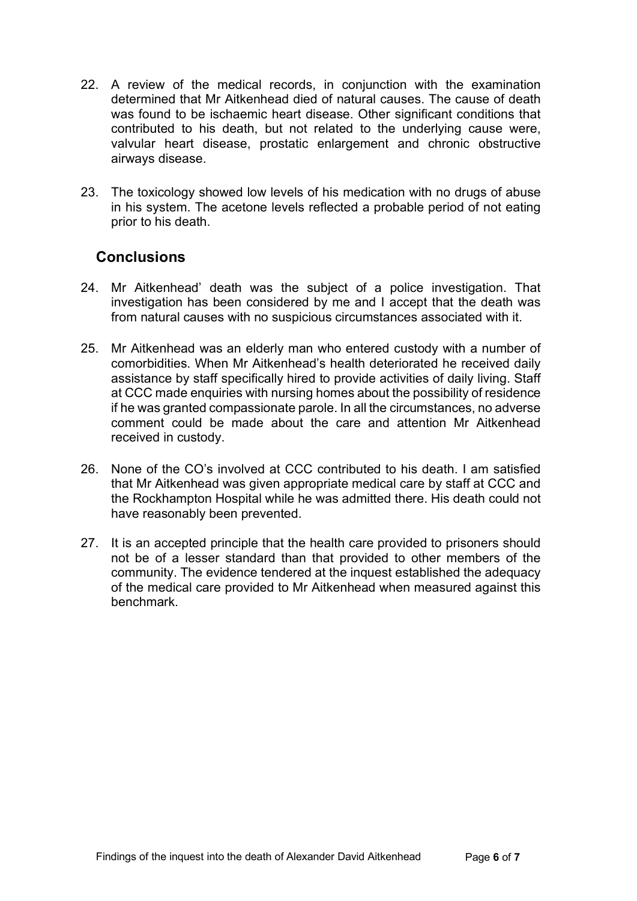22. A review of the medical records, in conjunction with the examination determined that Mr Aitkenhead died of natural causes. The cause of death was found to be ischaemic heart disease. Other significant conditions that contributed to his death, but not related to the underlying cause were, valvular heart disease, prostatic enlargement and chronic obstructive airways disease.

23. The toxicology showed low levels of his medication with no drugs of abuse in his system. The acetone levels reflected a probable period of not eating prior to his death.

## Conclusions

24. Mr Aitkenhead' death was the subject of a police investigation. That investigation has been considered by me and I accept that the death was from natural causes with no suspicious circumstances associated with it.

25. Mr Aitkenhead was an elderly man who entered custody with a number of comorbidities. When Mr Aitkenhead's health deteriorated he received daily assistance by staff specifically hired to provide activities of daily living. Staff at CCC made enquiries with nursing homes about the possibility of residence if he was granted compassionate parole. In all the circumstances, no adverse comment could be made about the care and attention Mr Aitkenhead received in custody.

26. None of the CO's involved at CCC contributed to his death. I am satisfied that Mr Aitkenhead was given appropriate medical care by staff at CCC and the Rockhampton Hospital while he was admitted there. His death could not have reasonably been prevented.

27. It is an accepted principle that the health care provided to prisoners should not be of a lesser standard than that provided to other members of the community. The evidence tendered at the inquest established the adequacy of the medical care provided to Mr Aitkenhead when measured against this benchmark.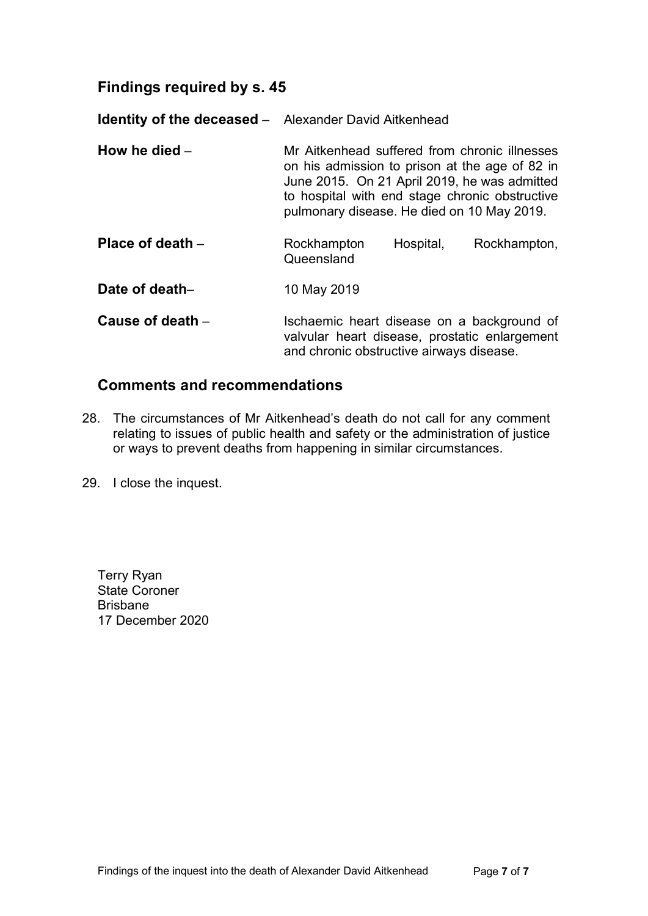## Findings required by s. 45

**Identity of the deceased** – Alexander David Aitkenhead

**How he died** – Mr Aitkenhead suffered from chronic illnesses on his admission to prison at the age of 82 in June 2015. On 21 April 2019, he was admitted to hospital with end stage chronic obstructive pulmonary disease. He died on 10 May 2019.

**Place of death** – Rockhampton Hospital, Rockhampton, Queensland

**Date of death**– 10 May 2019

**Cause of death** – Ischaemic heart disease on a background of valvular heart disease, prostatic enlargement and chronic obstructive airways disease.

## Comments and recommendations

28. The circumstances of Mr Aitkenhead's death do not call for any comment relating to issues of public health and safety or the administration of justice or ways to prevent deaths from happening in similar circumstances.

29. I close the inquest.

Terry Ryan
State Coroner
Brisbane
17 December 2020